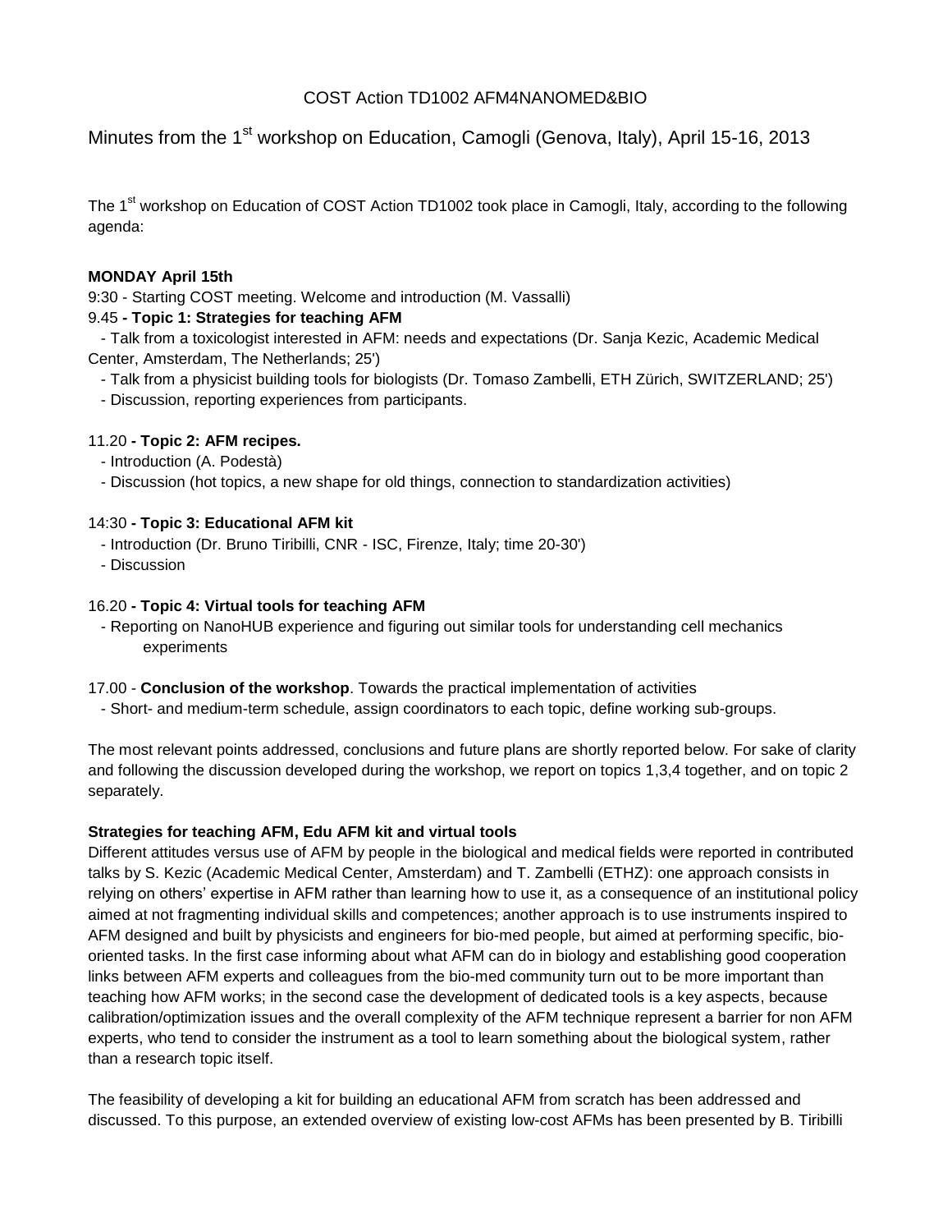COST Action TD1002 AFM4NANOMED&BIO

Minutes from the 1st workshop on Education, Camogli (Genova, Italy), April 15-16, 2013

The 1st workshop on Education of COST Action TD1002 took place in Camogli, Italy, according to the following agenda:

**MONDAY April 15th**

9:30 - Starting COST meeting. Welcome and introduction (M. Vassalli)

9.45 **- Topic 1: Strategies for teaching AFM**

- Talk from a toxicologist interested in AFM: needs and expectations (Dr. Sanja Kezic, Academic Medical Center, Amsterdam, The Netherlands; 25')
- Talk from a physicist building tools for biologists (Dr. Tomaso Zambelli, ETH Zürich, SWITZERLAND; 25')
- Discussion, reporting experiences from participants.

11.20 **- Topic 2: AFM recipes.**

- Introduction (A. Podestà)
- Discussion (hot topics, a new shape for old things, connection to standardization activities)

14:30 **- Topic 3: Educational AFM kit**

- Introduction (Dr. Bruno Tiribilli, CNR - ISC, Firenze, Italy; time 20-30')
- Discussion

16.20 **- Topic 4: Virtual tools for teaching AFM**

- Reporting on NanoHUB experience and figuring out similar tools for understanding cell mechanics experiments

17.00 - **Conclusion of the workshop**. Towards the practical implementation of activities

- Short- and medium-term schedule, assign coordinators to each topic, define working sub-groups.

The most relevant points addressed, conclusions and future plans are shortly reported below. For sake of clarity and following the discussion developed during the workshop, we report on topics 1,3,4 together, and on topic 2 separately.

**Strategies for teaching AFM, Edu AFM kit and virtual tools**

Different attitudes versus use of AFM by people in the biological and medical fields were reported in contributed talks by S. Kezic (Academic Medical Center, Amsterdam) and T. Zambelli (ETHZ): one approach consists in relying on others' expertise in AFM rather than learning how to use it, as a consequence of an institutional policy aimed at not fragmenting individual skills and competences; another approach is to use instruments inspired to AFM designed and built by physicists and engineers for bio-med people, but aimed at performing specific, bio-oriented tasks. In the first case informing about what AFM can do in biology and establishing good cooperation links between AFM experts and colleagues from the bio-med community turn out to be more important than teaching how AFM works; in the second case the development of dedicated tools is a key aspects, because calibration/optimization issues and the overall complexity of the AFM technique represent a barrier for non AFM experts, who tend to consider the instrument as a tool to learn something about the biological system, rather than a research topic itself.

The feasibility of developing a kit for building an educational AFM from scratch has been addressed and discussed. To this purpose, an extended overview of existing low-cost AFMs has been presented by B. Tiribilli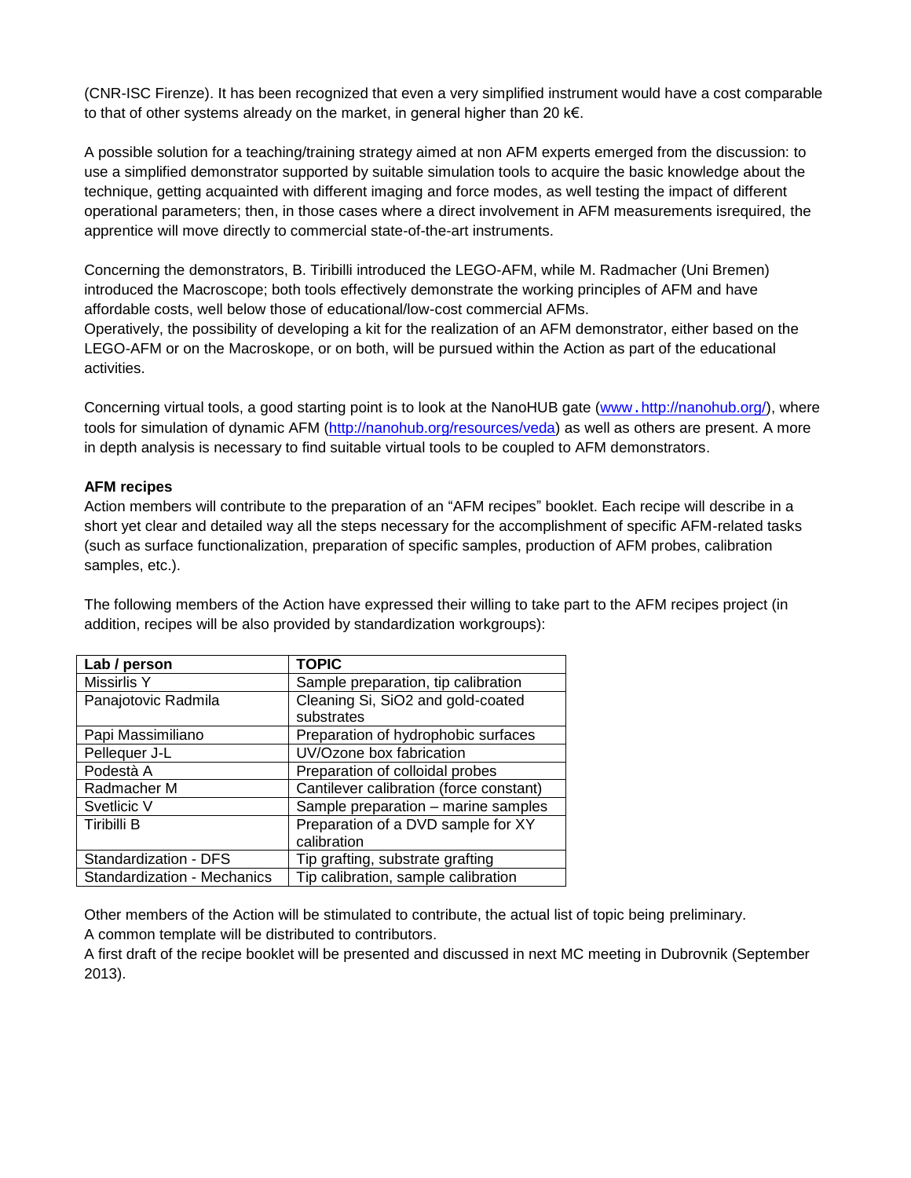(CNR-ISC Firenze). It has been recognized that even a very simplified instrument would have a cost comparable to that of other systems already on the market, in general higher than 20 k€.

A possible solution for a teaching/training strategy aimed at non AFM experts emerged from the discussion: to use a simplified demonstrator supported by suitable simulation tools to acquire the basic knowledge about the technique, getting acquainted with different imaging and force modes, as well testing the impact of different operational parameters; then, in those cases where a direct involvement in AFM measurements isrequired, the apprentice will move directly to commercial state-of-the-art instruments.

Concerning the demonstrators, B. Tiribilli introduced the LEGO-AFM, while M. Radmacher (Uni Bremen) introduced the Macroscope; both tools effectively demonstrate the working principles of AFM and have affordable costs, well below those of educational/low-cost commercial AFMs.
Operatively, the possibility of developing a kit for the realization of an AFM demonstrator, either based on the LEGO-AFM or on the Macroskope, or on both, will be pursued within the Action as part of the educational activities.

Concerning virtual tools, a good starting point is to look at the NanoHUB gate (www.http://nanohub.org/), where tools for simulation of dynamic AFM (http://nanohub.org/resources/veda) as well as others are present. A more in depth analysis is necessary to find suitable virtual tools to be coupled to AFM demonstrators.

**AFM recipes**
Action members will contribute to the preparation of an "AFM recipes" booklet. Each recipe will describe in a short yet clear and detailed way all the steps necessary for the accomplishment of specific AFM-related tasks (such as surface functionalization, preparation of specific samples, production of AFM probes, calibration samples, etc.).

The following members of the Action have expressed their willing to take part to the AFM recipes project (in addition, recipes will be also provided by standardization workgroups):

| Lab / person | TOPIC |
|---|---|
| Missirlis Y | Sample preparation, tip calibration |
| Panajotovic Radmila | Cleaning Si, SiO2 and gold-coated substrates |
| Papi Massimiliano | Preparation of hydrophobic surfaces |
| Pellequer J-L | UV/Ozone box fabrication |
| Podestà A | Preparation of colloidal probes |
| Radmacher M | Cantilever calibration (force constant) |
| Svetlicic V | Sample preparation – marine samples |
| Tiribilli B | Preparation of a DVD sample for XY calibration |
| Standardization - DFS | Tip grafting, substrate grafting |
| Standardization - Mechanics | Tip calibration, sample calibration |

Other members of the Action will be stimulated to contribute, the actual list of topic being preliminary.
A common template will be distributed to contributors.
A first draft of the recipe booklet will be presented and discussed in next MC meeting in Dubrovnik (September 2013).